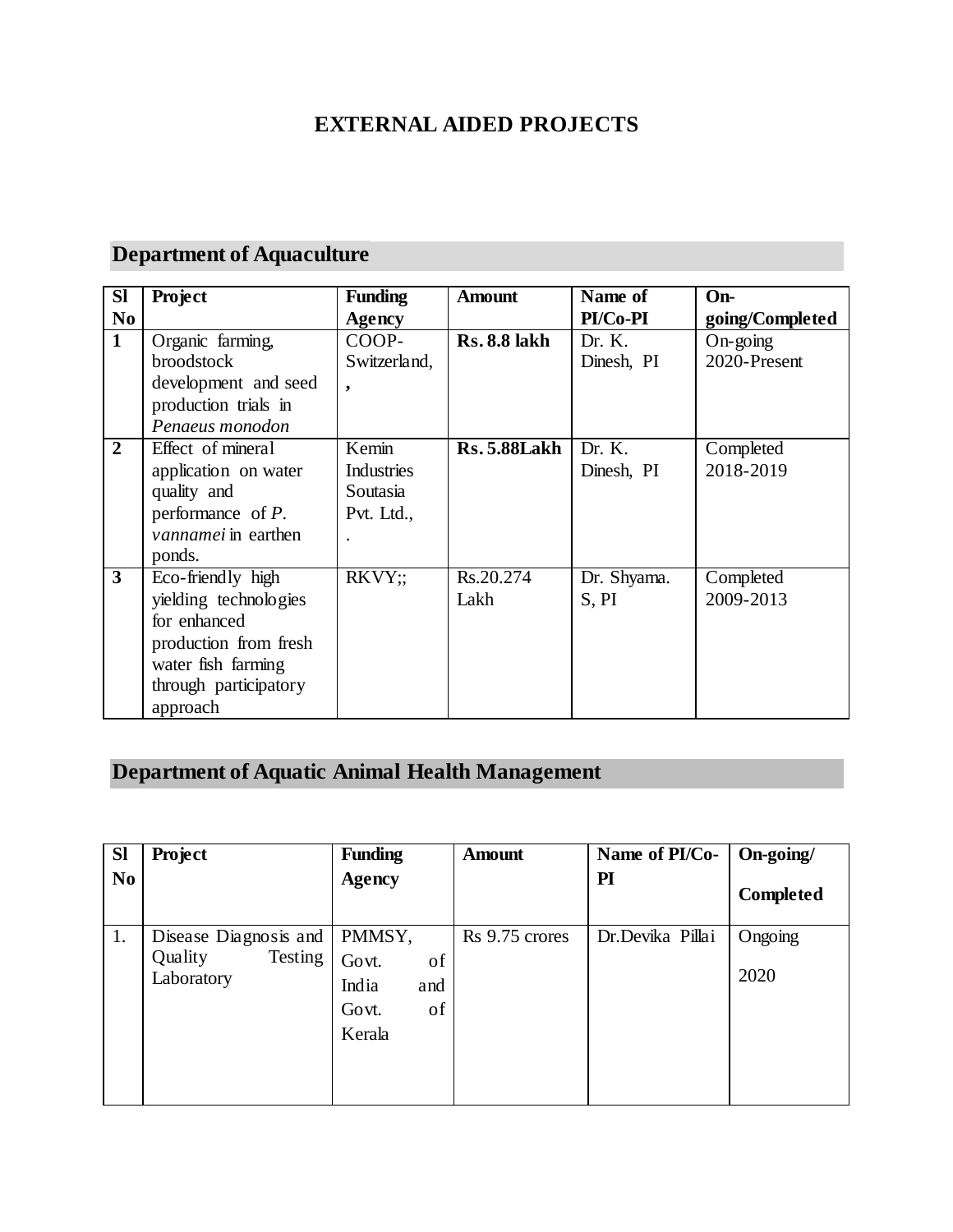# EXTERNAL AIDED PROJECTS

## Department of Aquaculture

| Sl No | Project | Funding Agency | Amount | Name of PI/Co-PI | On-going/Completed |
|---|---|---|---|---|---|
| **1** | Organic farming, broodstock development and seed production trials in *Penaeus monodon* | COOP-Switzerland, , | **Rs. 8.8 lakh** | Dr. K. Dinesh, PI | On-going 2020-Present |
| **2** | Effect of mineral application on water quality and performance of *P. vannamei* in earthen ponds. | Kemin Industries Soutasia Pvt. Ltd., . | **Rs. 5.88Lakh** | Dr. K. Dinesh, PI | Completed 2018-2019 |
| **3** | Eco-friendly high yielding technologies for enhanced production from fresh water fish farming through participatory approach | RKVY;; | Rs.20.274 Lakh | Dr. Shyama. S, PI | Completed 2009-2013 |

## Department of Aquatic Animal Health Management

| Sl No | Project | Funding Agency | Amount | Name of PI/Co-PI | On-going/ Completed |
|---|---|---|---|---|---|
| 1. | Disease Diagnosis and Quality Testing Laboratory | PMMSY, Govt. of India and Govt. of Kerala | Rs 9.75 crores | Dr.Devika Pillai | Ongoing 2020 |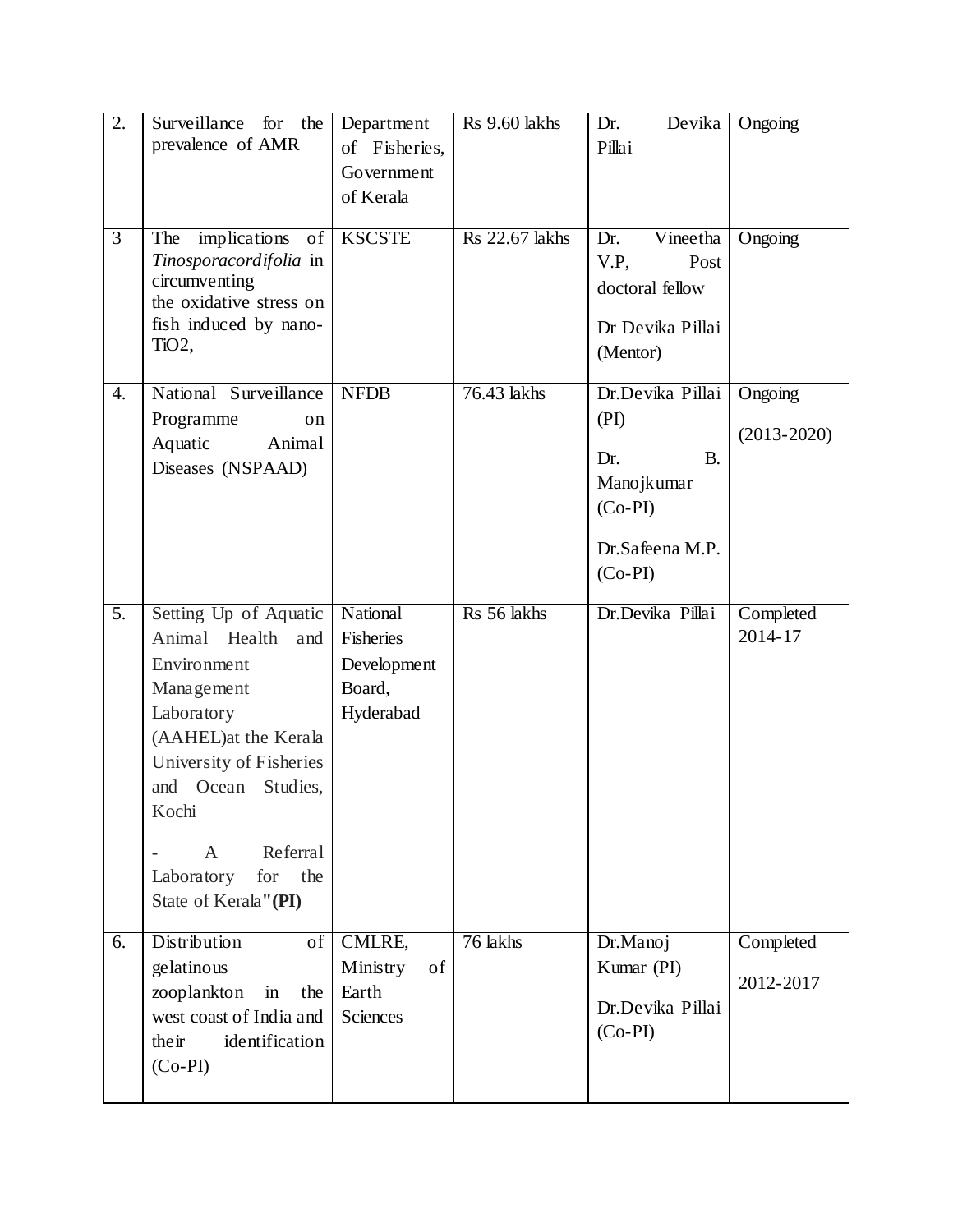| 2. | Surveillance for the prevalence of AMR | Department of Fisheries, Government of Kerala | Rs 9.60 lakhs | Dr. Devika Pillai | Ongoing |
|---|---|---|---|---|---|
| 3 | The implications of *Tinosporacordifolia* in circumventing the oxidative stress on fish induced by nano-$TiO_2$, | KSCSTE | Rs 22.67 lakhs | Dr. Vineetha V.P, Post doctoral fellow<br><br>Dr Devika Pillai (Mentor) | Ongoing |
| 4. | National Surveillance Programme on Aquatic Animal Diseases (NSPAAD) | NFDB | 76.43 lakhs | Dr.Devika Pillai (PI)<br><br>Dr. B. Manojkumar (Co-PI)<br><br>Dr.Safeena M.P. (Co-PI) | Ongoing<br><br>(2013-2020) |
| 5. | Setting Up of Aquatic Animal Health and Environment Management Laboratory (AAHEL)at the Kerala University of Fisheries and Ocean Studies, Kochi<br><br>- A Referral Laboratory for the State of Kerala"**(PI)** | National Fisheries Development Board, Hyderabad | Rs 56 lakhs | Dr.Devika Pillai | Completed 2014-17 |
| 6. | Distribution of gelatinous zooplankton in the west coast of India and their identification (Co-PI) | CMLRE, Ministry of Earth Sciences | 76 lakhs | Dr.Manoj Kumar (PI)<br><br>Dr.Devika Pillai (Co-PI) | Completed<br><br>2012-2017 |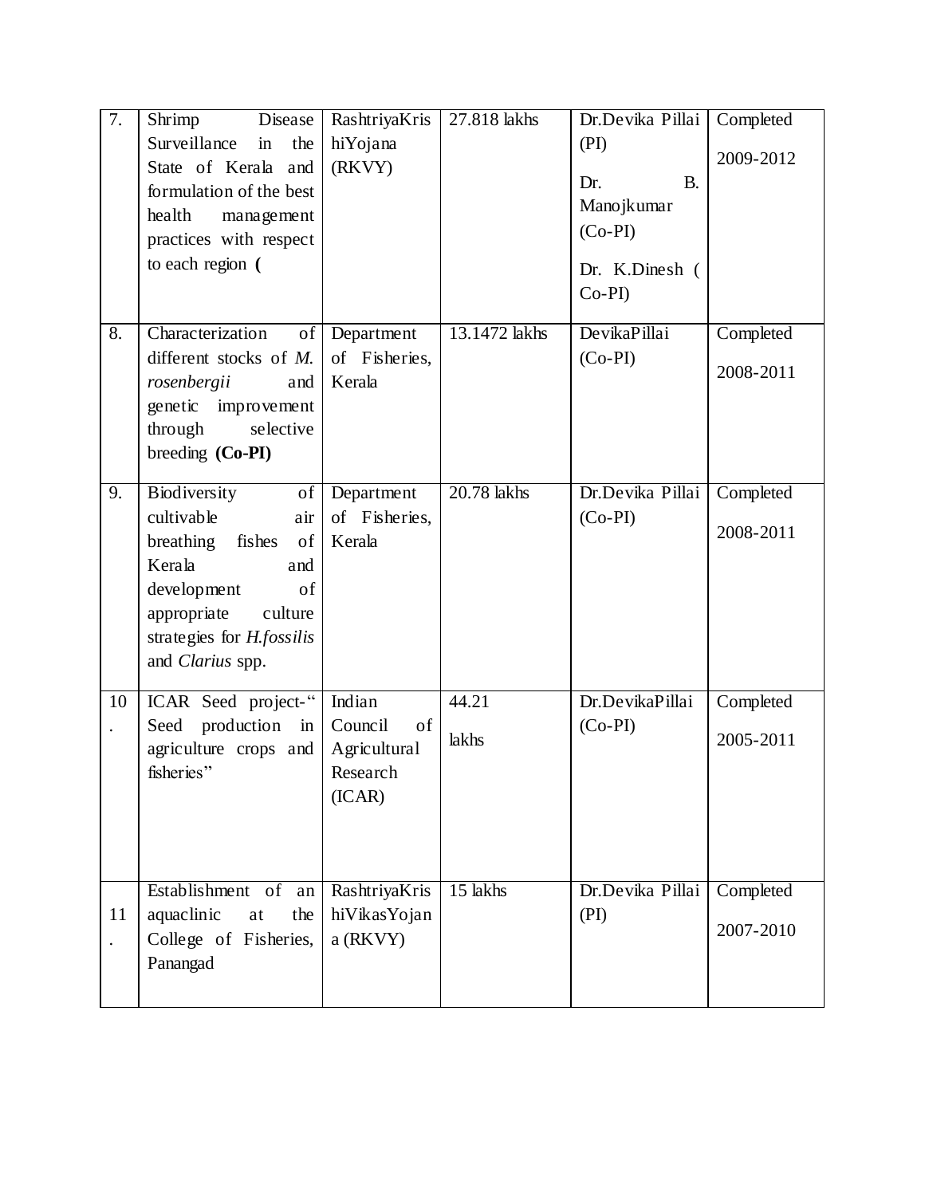| 7. | Shrimp Disease Surveillance in the State of Kerala and formulation of the best health management practices with respect to each region **(** | RashtriyaKrishiYojana (RKVY) | 27.818 lakhs | Dr.Devika Pillai (PI)<br>Dr. B. Manojkumar (Co-PI)<br>Dr. K.Dinesh ( Co-PI) | Completed<br>2009-2012 |
|---|---|---|---|---|---|
| 8. | Characterization of different stocks of *M. rosenbergii* and genetic improvement through selective breeding **(Co-PI)** | Department of Fisheries, Kerala | 13.1472 lakhs | DevikaPillai (Co-PI) | Completed<br>2008-2011 |
| 9. | Biodiversity of cultivable air breathing fishes of Kerala and development of appropriate culture strategies for *H.fossilis* and *Clarius* spp. | Department of Fisheries, Kerala | 20.78 lakhs | Dr.Devika Pillai (Co-PI) | Completed<br>2008-2011 |
| 10. | ICAR Seed project-" Seed production in agriculture crops and fisheries" | Indian Council of Agricultural Research (ICAR) | 44.21 lakhs | Dr.DevikaPillai (Co-PI) | Completed<br>2005-2011 |
| 11. | Establishment of an aquaclinic at the College of Fisheries, Panangad | RashtriyaKrishiVikasYojana (RKVY) | 15 lakhs | Dr.Devika Pillai (PI) | Completed<br>2007-2010 |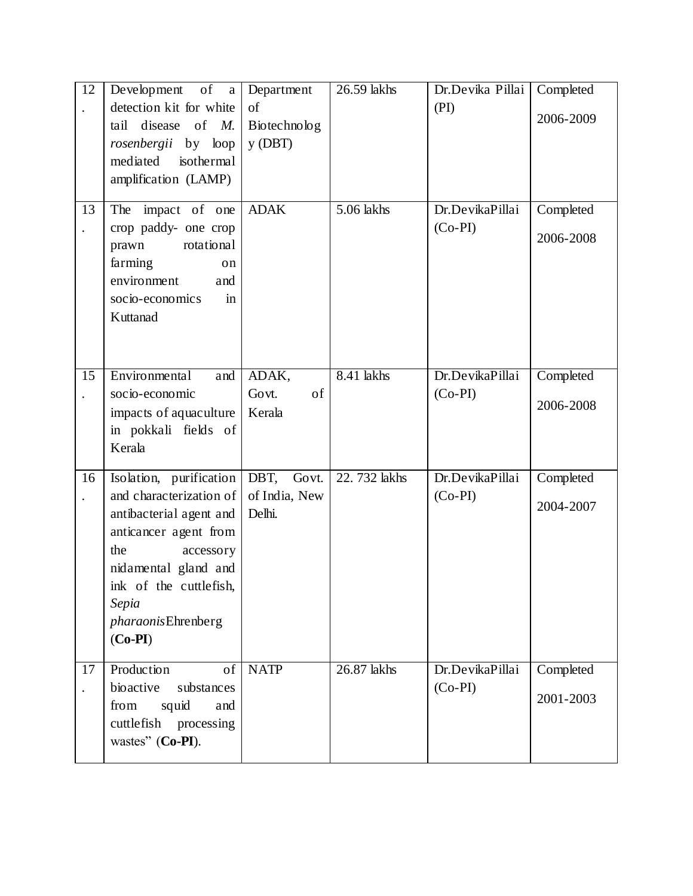| 12. | Development of a detection kit for white tail disease of *M. rosenbergii* by loop mediated isothermal amplification (LAMP) | Department of Biotechnology (DBT) | 26.59 lakhs | Dr.Devika Pillai (PI) | Completed 2006-2009 |
|---|---|---|---|---|---|
| 13. | The impact of one crop paddy- one crop prawn rotational farming on environment and socio-economics in Kuttanad | ADAK | 5.06 lakhs | Dr.DevikaPillai (Co-PI) | Completed 2006-2008 |
| 15. | Environmental and socio-economic impacts of aquaculture in pokkali fields of Kerala | ADAK, Govt. of Kerala | 8.41 lakhs | Dr.DevikaPillai (Co-PI) | Completed 2006-2008 |
| 16. | Isolation, purification and characterization of antibacterial agent and anticancer agent from the accessory nidamental gland and ink of the cuttlefish, *Sepia pharaonis*Ehrenberg (**Co-PI**) | DBT, Govt. of India, New Delhi. | 22. 732 lakhs | Dr.DevikaPillai (Co-PI) | Completed 2004-2007 |
| 17. | Production of bioactive substances from squid and cuttlefish processing wastes" (**Co-PI**). | NATP | 26.87 lakhs | Dr.DevikaPillai (Co-PI) | Completed 2001-2003 |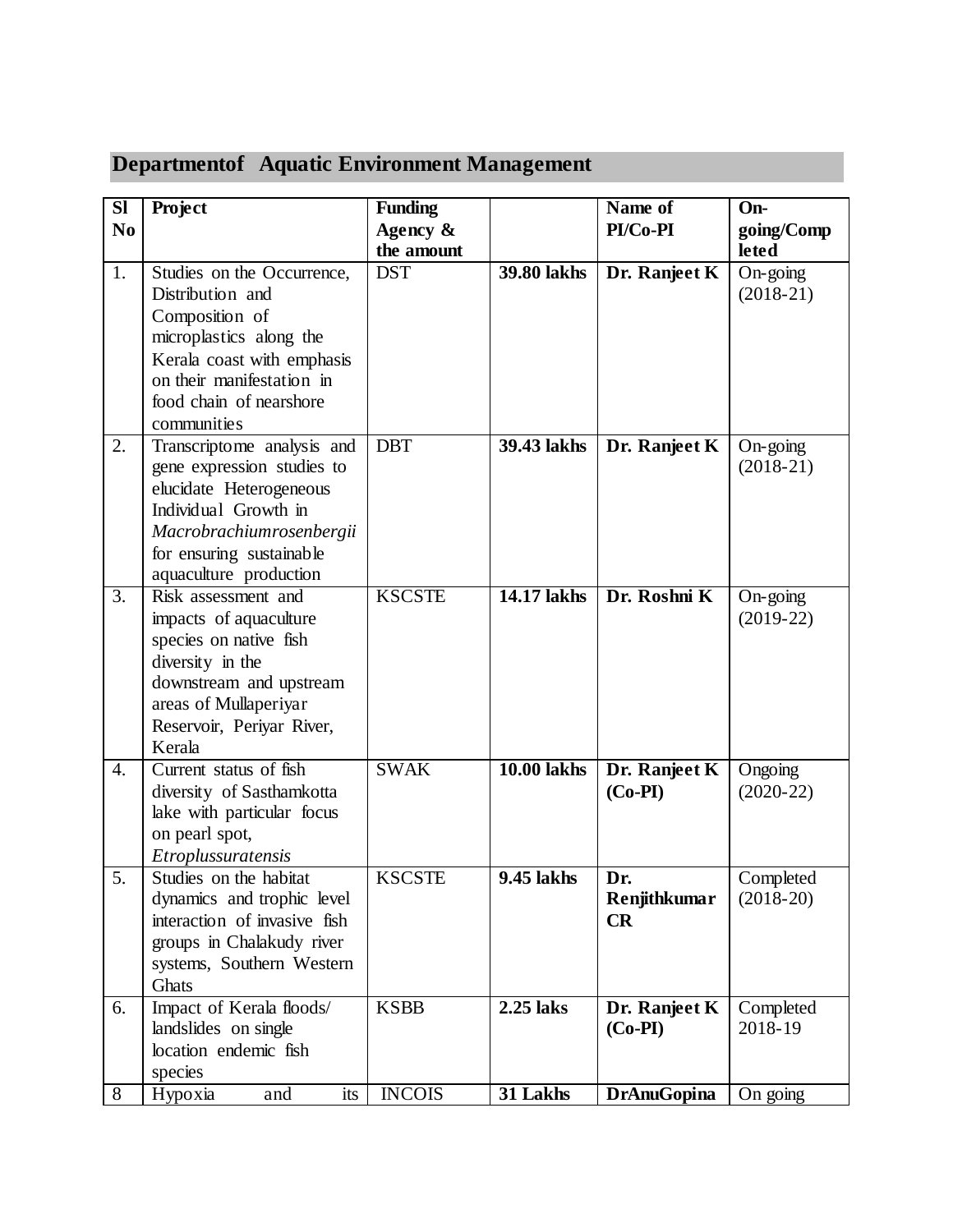## Departmentof Aquatic Environment Management

| Sl No | Project | Funding Agency & the amount | | Name of PI/Co-PI | On-going/Completed |
|---|---|---|---|---|---|
| 1. | Studies on the Occurrence, Distribution and Composition of microplastics along the Kerala coast with emphasis on their manifestation in food chain of nearshore communities | DST | **39.80 lakhs** | **Dr. Ranjeet K** | On-going (2018-21) |
| 2. | Transcriptome analysis and gene expression studies to elucidate Heterogeneous Individual Growth in *Macrobrachiumrosenbergii* for ensuring sustainable aquaculture production | DBT | **39.43 lakhs** | **Dr. Ranjeet K** | On-going (2018-21) |
| 3. | Risk assessment and impacts of aquaculture species on native fish diversity in the downstream and upstream areas of Mullaperiyar Reservoir, Periyar River, Kerala | KSCSTE | **14.17 lakhs** | **Dr. Roshni K** | On-going (2019-22) |
| 4. | Current status of fish diversity of Sasthamkotta lake with particular focus on pearl spot, *Etroplussuratensis* | SWAK | **10.00 lakhs** | **Dr. Ranjeet K (Co-PI)** | Ongoing (2020-22) |
| 5. | Studies on the habitat dynamics and trophic level interaction of invasive fish groups in Chalakudy river systems, Southern Western Ghats | KSCSTE | **9.45 lakhs** | **Dr. Renjithkumar CR** | Completed (2018-20) |
| 6. | Impact of Kerala floods/ landslides on single location endemic fish species | KSBB | **2.25 laks** | **Dr. Ranjeet K (Co-PI)** | Completed 2018-19 |
| 8 | Hypoxia and its | INCOIS | **31 Lakhs** | **DrAnuGopina** | On going |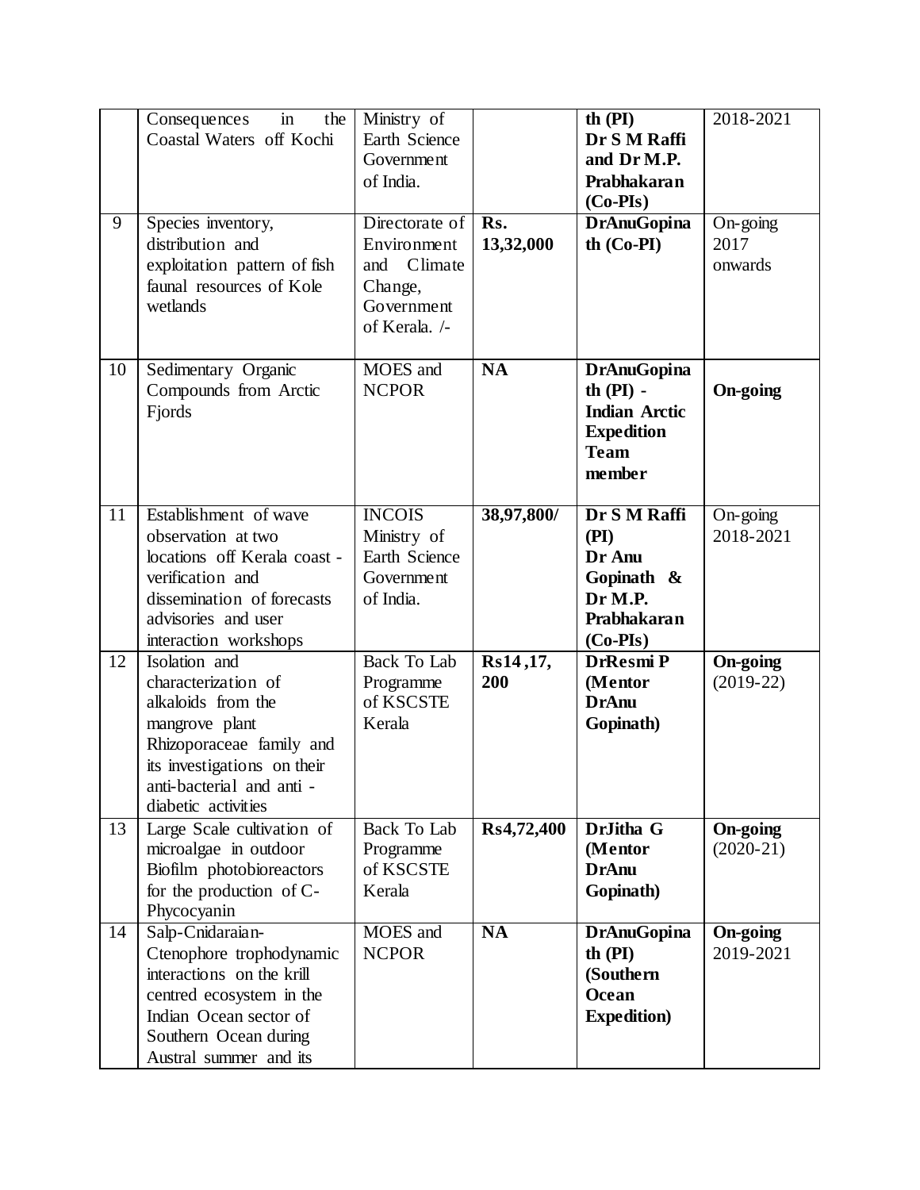|  | Consequences in the Coastal Waters off Kochi | Ministry of Earth Science Government of India. |  | **th (PI) Dr S M Raffi and Dr M.P. Prabhakaran (Co-PIs)** | 2018-2021 |
|---|---|---|---|---|---|
| 9 | Species inventory, distribution and exploitation pattern of fish faunal resources of Kole wetlands | Directorate of Environment and Climate Change, Government of Kerala. /- | **Rs. 13,32,000** | **DrAnuGopinath (Co-PI)** | On-going 2017 onwards |
| 10 | Sedimentary Organic Compounds from Arctic Fjords | MOES and NCPOR | **NA** | **DrAnuGopinath (PI) - Indian Arctic Expedition Team member** | **On-going** |
| 11 | Establishment of wave observation at two locations off Kerala coast - verification and dissemination of forecasts advisories and user interaction workshops | INCOIS Ministry of Earth Science Government of India. | **38,97,800/** | **Dr S M Raffi (PI) Dr Anu Gopinath & Dr M.P. Prabhakaran (Co-PIs)** | On-going 2018-2021 |
| 12 | Isolation and characterization of alkaloids from the mangrove plant Rhizoporaceae family and its investigations on their anti-bacterial and anti - diabetic activities | Back To Lab Programme of KSCSTE Kerala | **Rs14 ,17, 200** | **DrResmi P (Mentor DrAnu Gopinath)** | **On-going** (2019-22) |
| 13 | Large Scale cultivation of microalgae in outdoor Biofilm photobioreactors for the production of C-Phycocyanin | Back To Lab Programme of KSCSTE Kerala | **Rs4,72,400** | **DrJitha G (Mentor DrAnu Gopinath)** | **On-going** (2020-21) |
| 14 | Salp-Cnidaraian-Ctenophore trophodynamic interactions on the krill centred ecosystem in the Indian Ocean sector of Southern Ocean during Austral summer and its | MOES and NCPOR | **NA** | **DrAnuGopinath (PI) (Southern Ocean Expedition)** | **On-going** 2019-2021 |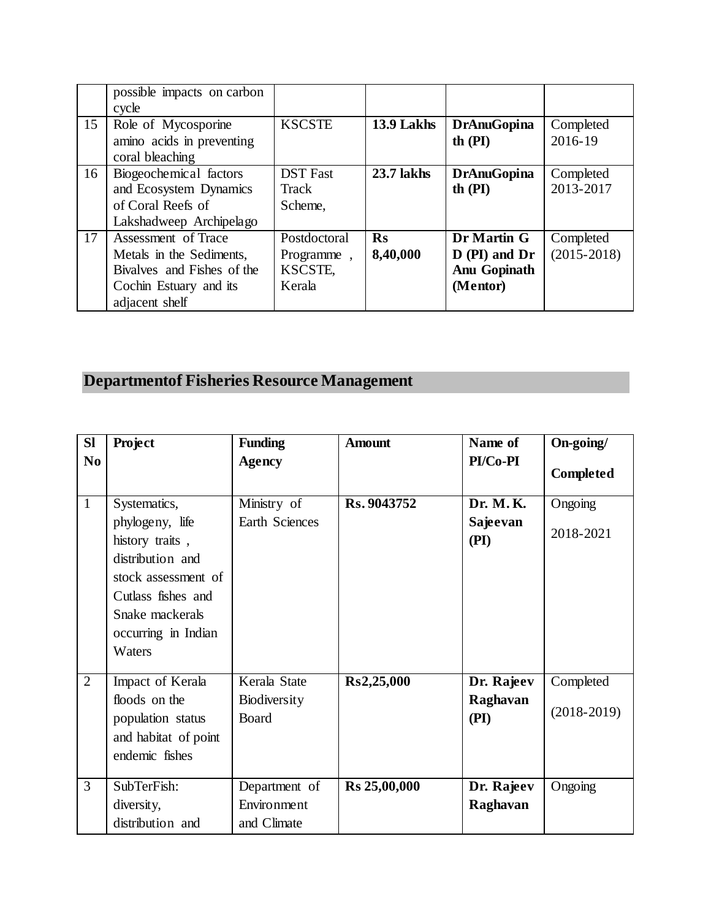| | possible impacts on carbon cycle | | | | |
|---|---|---|---|---|---|
| 15 | Role of Mycosporine amino acids in preventing coral bleaching | KSCSTE | **13.9 Lakhs** | **DrAnuGopinath (PI)** | Completed 2016-19 |
| 16 | Biogeochemical factors and Ecosystem Dynamics of Coral Reefs of Lakshadweep Archipelago | DST Fast Track Scheme, | **23.7 lakhs** | **DrAnuGopinath (PI)** | Completed 2013-2017 |
| 17 | Assessment of Trace Metals in the Sediments, Bivalves and Fishes of the Cochin Estuary and its adjacent shelf | Postdoctoral Programme , KSCSTE, Kerala | **Rs 8,40,000** | **Dr Martin G D (PI) and Dr Anu Gopinath (Mentor)** | Completed (2015-2018) |

## Departmentof Fisheries Resource Management

| Sl No | Project | Funding Agency | Amount | Name of PI/Co-PI | On-going/ Completed |
|---|---|---|---|---|---|
| 1 | Systematics, phylogeny, life history traits , distribution and stock assessment of Cutlass fishes and Snake mackerals occurring in Indian Waters | Ministry of Earth Sciences | **Rs. 9043752** | **Dr. M. K. Sajeevan (PI)** | Ongoing 2018-2021 |
| 2 | Impact of Kerala floods on the population status and habitat of point endemic fishes | Kerala State Biodiversity Board | **Rs2,25,000** | **Dr. Rajeev Raghavan (PI)** | Completed (2018-2019) |
| 3 | SubTerFish: diversity, distribution and | Department of Environment and Climate | **Rs 25,00,000** | **Dr. Rajeev Raghavan** | Ongoing |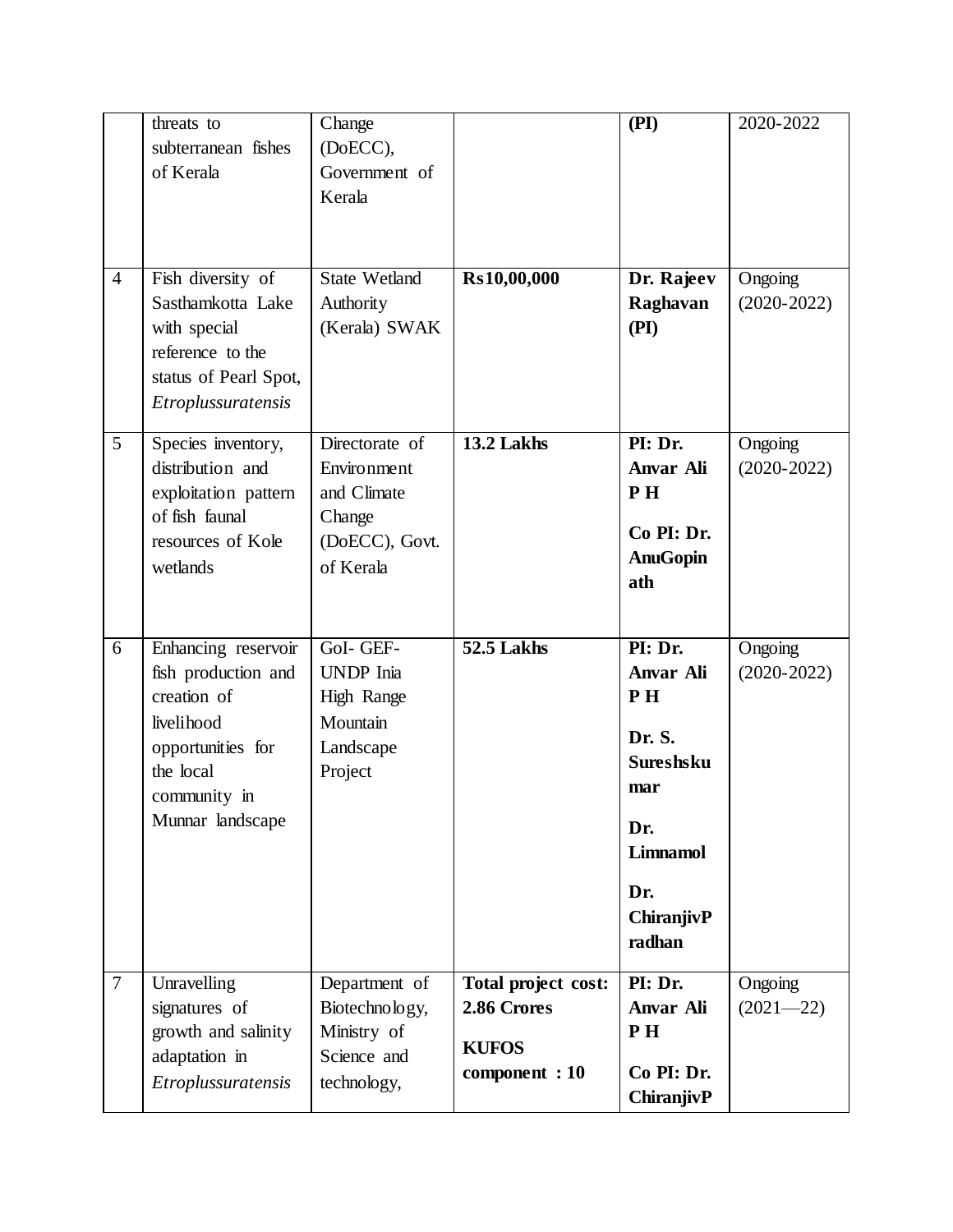|  |  |  |  |  |  |
|---|---|---|---|---|---|
|  | threats to subterranean fishes of Kerala | Change (DoECC), Government of Kerala |  | **(PI)** | 2020-2022 |
| 4 | Fish diversity of Sasthamkotta Lake with special reference to the status of Pearl Spot, *Etroplussuratensis* | State Wetland Authority (Kerala) SWAK | **Rs10,00,000** | **Dr. Rajeev Raghavan (PI)** | Ongoing (2020-2022) |
| 5 | Species inventory, distribution and exploitation pattern of fish faunal resources of Kole wetlands | Directorate of Environment and Climate Change (DoECC), Govt. of Kerala | **13.2 Lakhs** | **PI: Dr. Anvar Ali P H**<br><br>**Co PI: Dr. AnuGopinath** | Ongoing (2020-2022) |
| 6 | Enhancing reservoir fish production and creation of livelihood opportunities for the local community in Munnar landscape | GoI- GEF-UNDP Inia High Range Mountain Landscape Project | **52.5 Lakhs** | **PI: Dr. Anvar Ali P H**<br><br>**Dr. S. Sureshskumar**<br><br>**Dr. Limnamol**<br><br>**Dr. ChiranjivPradhan** | Ongoing (2020-2022) |
| 7 | Unravelling signatures of growth and salinity adaptation in *Etroplussuratensis* | Department of Biotechnology, Ministry of Science and technology, | **Total project cost: 2.86 Crores**<br><br>**KUFOS component : 10** | **PI: Dr. Anvar Ali P H**<br><br>**Co PI: Dr. ChiranjivP** | Ongoing (2021—22) |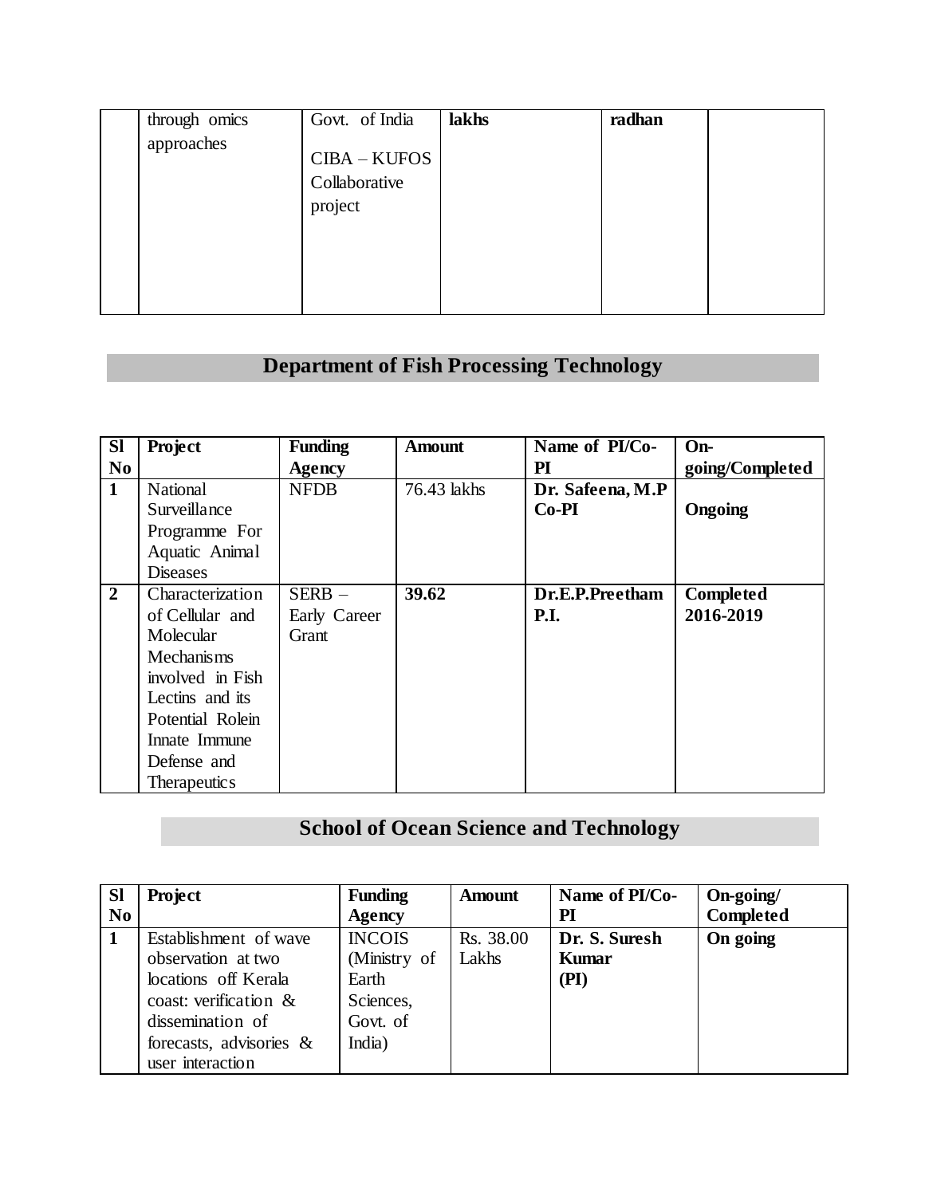|  | through omics approaches | Govt. of India<br>CIBA – KUFOS Collaborative project | **lakhs** | **radhan** |  |
|---|---|---|---|---|---|

## Department of Fish Processing Technology

| Sl No | Project | Funding Agency | Amount | Name of PI/Co-PI | On-going/Completed |
|---|---|---|---|---|---|
| **1** | National Surveillance Programme For Aquatic Animal Diseases | NFDB | 76.43 lakhs | **Dr. Safeena, M.P Co-PI** | **Ongoing** |
| **2** | Characterization of Cellular and Molecular Mechanisms involved in Fish Lectins and its Potential Rolein Innate Immune Defense and Therapeutics | SERB – Early Career Grant | **39.62** | **Dr.E.P.Preetham P.I.** | **Completed 2016-2019** |

## School of Ocean Science and Technology

| Sl No | Project | Funding Agency | Amount | Name of PI/Co-PI | On-going/ Completed |
|---|---|---|---|---|---|
| **1** | Establishment of wave observation at two locations off Kerala coast: verification & dissemination of forecasts, advisories & user interaction | INCOIS (Ministry of Earth Sciences, Govt. of India) | Rs. 38.00 Lakhs | **Dr. S. Suresh Kumar (PI)** | **On going** |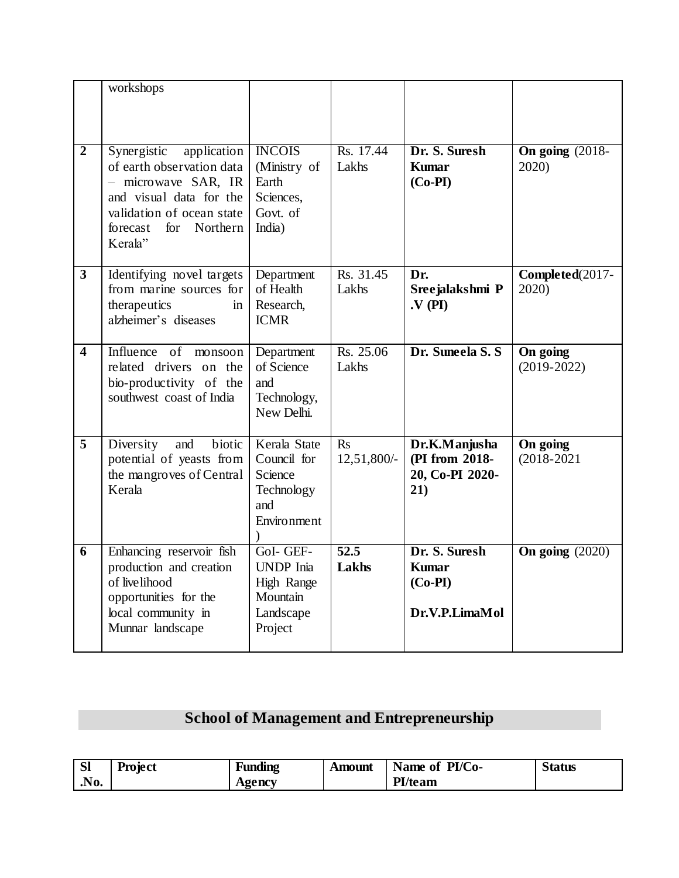|  | workshops |  |  |  |  |
|---|---|---|---|---|---|
| **2** | Synergistic application of earth observation data – microwave SAR, IR and visual data for the validation of ocean state forecast for Northern Kerala" | INCOIS (Ministry of Earth Sciences, Govt. of India) | Rs. 17.44 Lakhs | **Dr. S. Suresh Kumar (Co-PI)** | **On going** (2018-2020) |
| **3** | Identifying novel targets from marine sources for therapeutics in alzheimer's diseases | Department of Health Research, ICMR | Rs. 31.45 Lakhs | **Dr. Sreejalakshmi P .V (PI)** | **Completed**(2017-2020) |
| **4** | Influence of monsoon related drivers on the bio-productivity of the southwest coast of India | Department of Science and Technology, New Delhi. | Rs. 25.06 Lakhs | **Dr. Suneela S. S** | **On going** (2019-2022) |
| **5** | Diversity and biotic potential of yeasts from the mangroves of Central Kerala | Kerala State Council for Science Technology and Environment ) | Rs 12,51,800/- | **Dr.K.Manjusha (PI from 2018-20, Co-PI 2020-21)** | **On going** (2018-2021 |
| **6** | Enhancing reservoir fish production and creation of livelihood opportunities for the local community in Munnar landscape | GoI- GEF-UNDP Inia High Range Mountain Landscape Project | **52.5 Lakhs** | **Dr. S. Suresh Kumar (Co-PI)** **Dr.V.P.LimaMol** | **On going** (2020) |

## School of Management and Entrepreneurship

| **Sl .No.** | **Project** | **Funding Agency** | **Amount** | **Name of PI/Co-PI/team** | **Status** |
|---|---|---|---|---|---|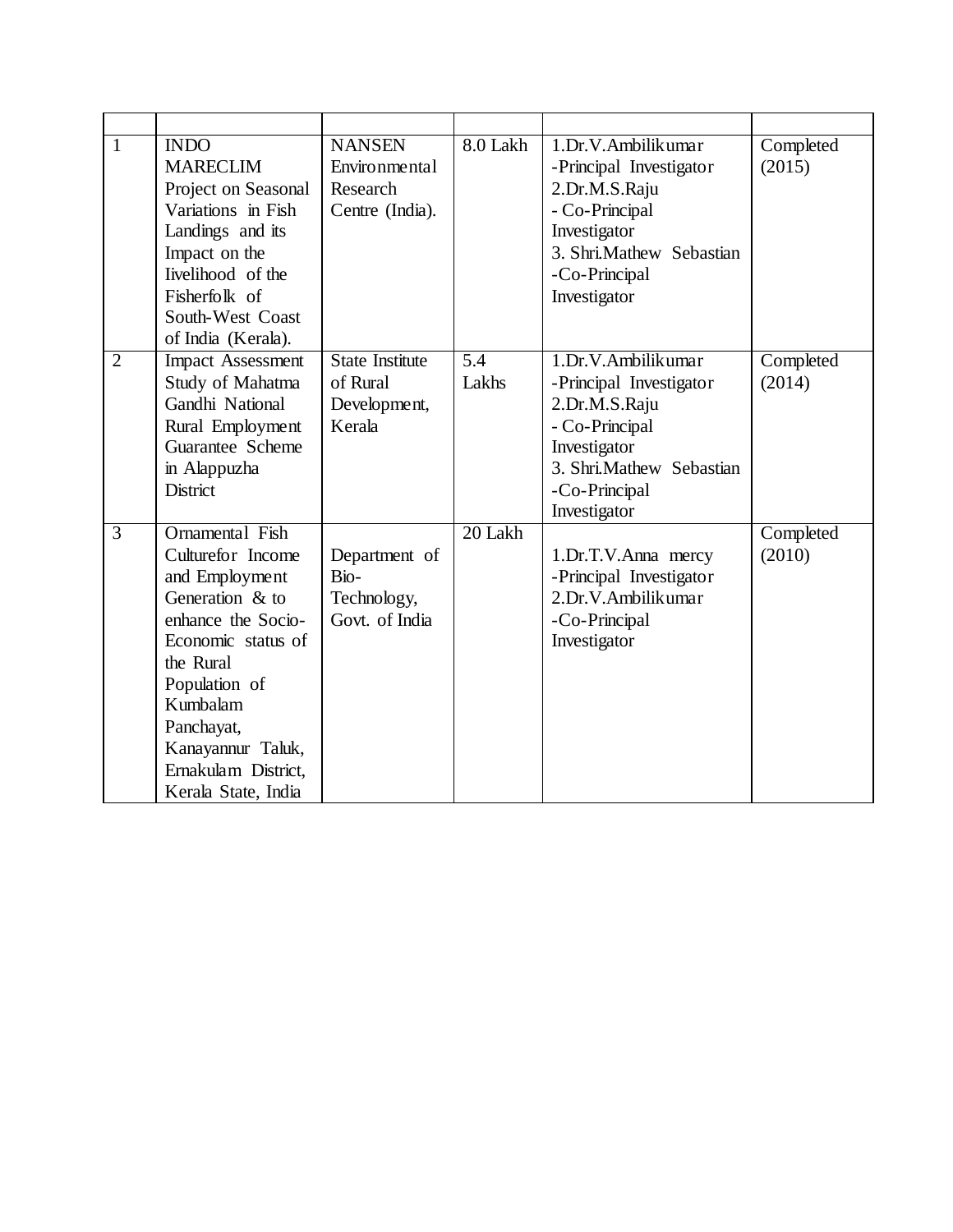| | | | | | |
|---|---|---|---|---|---|
| 1 | INDO MARECLIM Project on Seasonal Variations in Fish Landings and its Impact on the Iivelihood of the Fisherfolk of South-West Coast of India (Kerala). | NANSEN Environmental Research Centre (India). | 8.0 Lakh | 1.Dr.V.Ambilikumar -Principal Investigator 2.Dr.M.S.Raju - Co-Principal Investigator 3. Shri.Mathew Sebastian -Co-Principal Investigator | Completed (2015) |
| 2 | Impact Assessment Study of Mahatma Gandhi National Rural Employment Guarantee Scheme in Alappuzha District | State Institute of Rural Development, Kerala | 5.4 Lakhs | 1.Dr.V.Ambilikumar -Principal Investigator 2.Dr.M.S.Raju - Co-Principal Investigator 3. Shri.Mathew Sebastian -Co-Principal Investigator | Completed (2014) |
| 3 | Ornamental Fish Culturefor Income and Employment Generation & to enhance the Socio-Economic status of the Rural Population of Kumbalam Panchayat, Kanayannur Taluk, Ernakulam District, Kerala State, India | Department of Bio-Technology, Govt. of India | 20 Lakh | 1.Dr.T.V.Anna mercy -Principal Investigator 2.Dr.V.Ambilikumar -Co-Principal Investigator | Completed (2010) |